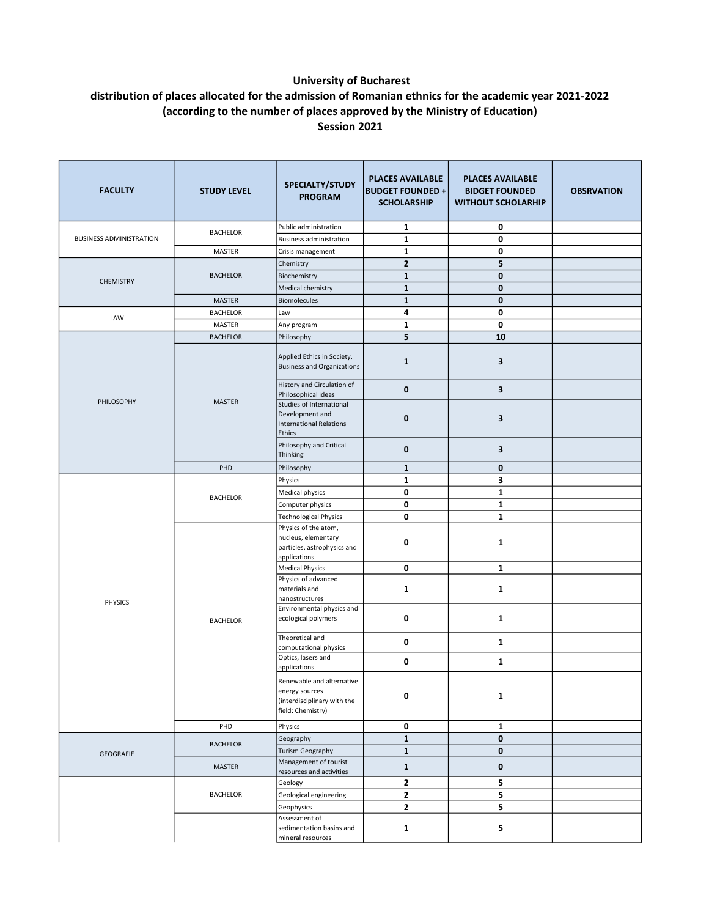**University of Bucharest**

**distribution of places allocated for the admission of Romanian ethnics for the academic year 2021-2022**

**(according to the number of places approved by the Ministry of Education)**

**Session 2021**

| FACULTY | STUDY LEVEL | SPECIALTY/STUDY PROGRAM | PLACES AVAILABLE BUDGET FOUNDED + SCHOLARSHIP | PLACES AVAILABLE BIDGET FOUNDED WITHOUT SCHOLARHIP | OBSRVATION |
|---|---|---|---|---|---|
| BUSINESS ADMINISTRATION | BACHELOR | Public administration | 1 | 0 | |
| | | Business administration | 1 | 0 | |
| | MASTER | Crisis management | 1 | 0 | |
| CHEMISTRY | BACHELOR | Chemistry | 2 | 5 | |
| | | Biochemistry | 1 | 0 | |
| | | Medical chemistry | 1 | 0 | |
| | MASTER | Biomolecules | 1 | 0 | |
| LAW | BACHELOR | Law | 4 | 0 | |
| | MASTER | Any program | 1 | 0 | |
| PHILOSOPHY | BACHELOR | Philosophy | 5 | 10 | |
| | MASTER | Applied Ethics in Society, Business and Organizations | 1 | 3 | |
| | | History and Circulation of Philosophical ideas | 0 | 3 | |
| | | Studies of International Development and International Relations Ethics | 0 | 3 | |
| | | Philosophy and Critical Thinking | 0 | 3 | |
| | PHD | Philosophy | 1 | 0 | |
| PHYSICS | BACHELOR | Physics | 1 | 3 | |
| | | Medical physics | 0 | 1 | |
| | | Computer physics | 0 | 1 | |
| | | Technological Physics | 0 | 1 | |
| | BACHELOR | Physics of the atom, nucleus, elementary particles, astrophysics and applications | 0 | 1 | |
| | | Medical Physics | 0 | 1 | |
| | | Physics of advanced materials and nanostructures | 1 | 1 | |
| | | Environmental physics and ecological polymers | 0 | 1 | |
| | | Theoretical and computational physics | 0 | 1 | |
| | | Optics, lasers and applications | 0 | 1 | |
| | | Renewable and alternative energy sources (interdisciplinary with the field: Chemistry) | 0 | 1 | |
| | PHD | Physics | 0 | 1 | |
| GEOGRAFIE | BACHELOR | Geography | 1 | 0 | |
| | | Turism Geography | 1 | 0 | |
| | MASTER | Management of tourist resources and activities | 1 | 0 | |
| | BACHELOR | Geology | 2 | 5 | |
| | | Geological engineering | 2 | 5 | |
| | | Geophysics | 2 | 5 | |
| | | Assessment of sedimentation basins and mineral resources | 1 | 5 | |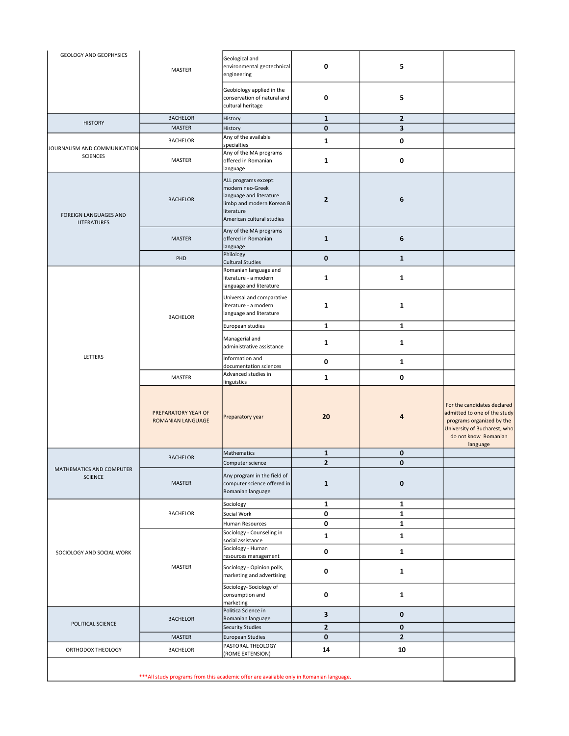| | | | | | |
|---|---|---|---|---|---|
| GEOLOGY AND GEOPHYSICS | MASTER | Geological and environmental geotechnical engineering | 0 | 5 | |
| | | Geobiology applied in the conservation of natural and cultural heritage | 0 | 5 | |
| HISTORY | BACHELOR | History | 1 | 2 | |
| | MASTER | History | 0 | 3 | |
| JOURNALISM AND COMMUNICATION SCIENCES | BACHELOR | Any of the available specialties | 1 | 0 | |
| | MASTER | Any of the MA programs offered in Romanian language | 1 | 0 | |
| FOREIGN LANGUAGES AND LITERATURES | BACHELOR | ALL programs except: modern neo-Greek language and literature limbp and modern Korean B literature American cultural studies | 2 | 6 | |
| | MASTER | Any of the MA programs offered in Romanian language | 1 | 6 | |
| | PHD | Philology Cultural Studies | 0 | 1 | |
| LETTERS | BACHELOR | Romanian language and literature - a modern language and literature | 1 | 1 | |
| | | Universal and comparative literature - a modern language and literature | 1 | 1 | |
| | | European studies | 1 | 1 | |
| | | Managerial and administrative assistance | 1 | 1 | |
| | | Information and documentation sciences | 0 | 1 | |
| | MASTER | Advanced studies in linguistics | 1 | 0 | |
| | PREPARATORY YEAR OF ROMANIAN LANGUAGE | Preparatory year | 20 | 4 | For the candidates declared admitted to one of the study programs organized by the University of Bucharest, who do not know Romanian language |
| MATHEMATICS AND COMPUTER SCIENCE | BACHELOR | Mathematics | 1 | 0 | |
| | | Computer science | 2 | 0 | |
| | MASTER | Any program in the field of computer science offered in Romanian language | 1 | 0 | |
| SOCIOLOGY AND SOCIAL WORK | BACHELOR | Sociology | 1 | 1 | |
| | | Social Work | 0 | 1 | |
| | | Human Resources | 0 | 1 | |
| | MASTER | Sociology - Counseling in social assistance | 1 | 1 | |
| | | Sociology - Human resources management | 0 | 1 | |
| | | Sociology - Opinion polls, marketing and advertising | 0 | 1 | |
| | | Sociology- Sociology of consumption and marketing | 0 | 1 | |
| POLITICAL SCIENCE | BACHELOR | Politica Science in Romanian language | 3 | 0 | |
| | | Security Studies | 2 | 0 | |
| | MASTER | European Studies | 0 | 2 | |
| ORTHODOX THEOLOGY | BACHELOR | PASTORAL THEOLOGY (ROME EXTENSION) | 14 | 10 | |

***All study programs from this academic offer are available only in Romanian language.